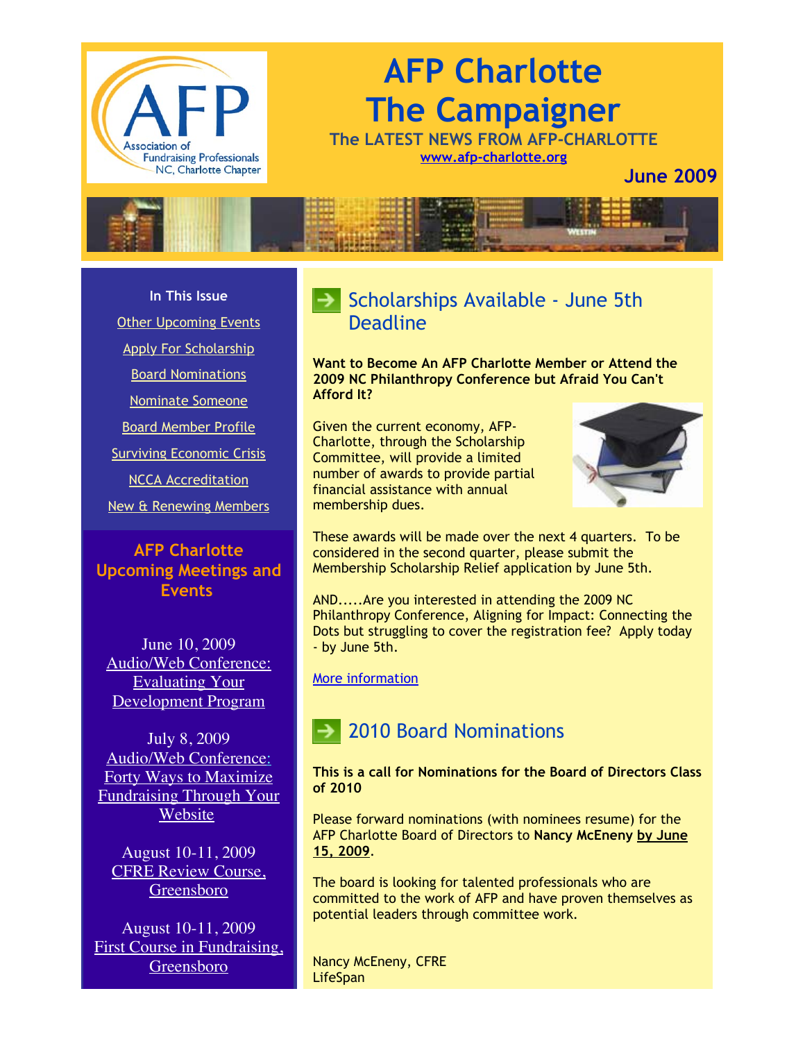# AFP Charlotte The Campaigner

**The LATEST NEWS FROM AFP-CHARLOTTE**

www.afp-charlotte.org

**June 2009**

**In This Issue**

- Other Upcoming Events
- Apply For Scholarship
- Board Nominations
- Nominate Someone
- Board Member Profile
- Surviving Economic Crisis
- NCCA Accreditation
- New & Renewing Members

## AFP Charlotte Upcoming Meetings and Events

June 10, 2009
Audio/Web Conference: Evaluating Your Development Program

July 8, 2009
Audio/Web Conference: Forty Ways to Maximize Fundraising Through Your Website

August 10-11, 2009
CFRE Review Course, Greensboro

August 10-11, 2009
First Course in Fundraising, Greensboro

## Scholarships Available - June 5th Deadline

**Want to Become An AFP Charlotte Member or Attend the 2009 NC Philanthropy Conference but Afraid You Can't Afford It?**

Given the current economy, AFP-Charlotte, through the Scholarship Committee, will provide a limited number of awards to provide partial financial assistance with annual membership dues.

These awards will be made over the next 4 quarters. To be considered in the second quarter, please submit the Membership Scholarship Relief application by June 5th.

AND.....Are you interested in attending the 2009 NC Philanthropy Conference, Aligning for Impact: Connecting the Dots but struggling to cover the registration fee? Apply today - by June 5th.

More information

## 2010 Board Nominations

**This is a call for Nominations for the Board of Directors Class of 2010**

Please forward nominations (with nominees resume) for the AFP Charlotte Board of Directors to **Nancy McEneny by June 15, 2009**.

The board is looking for talented professionals who are committed to the work of AFP and have proven themselves as potential leaders through committee work.

Nancy McEneny, CFRE
LifeSpan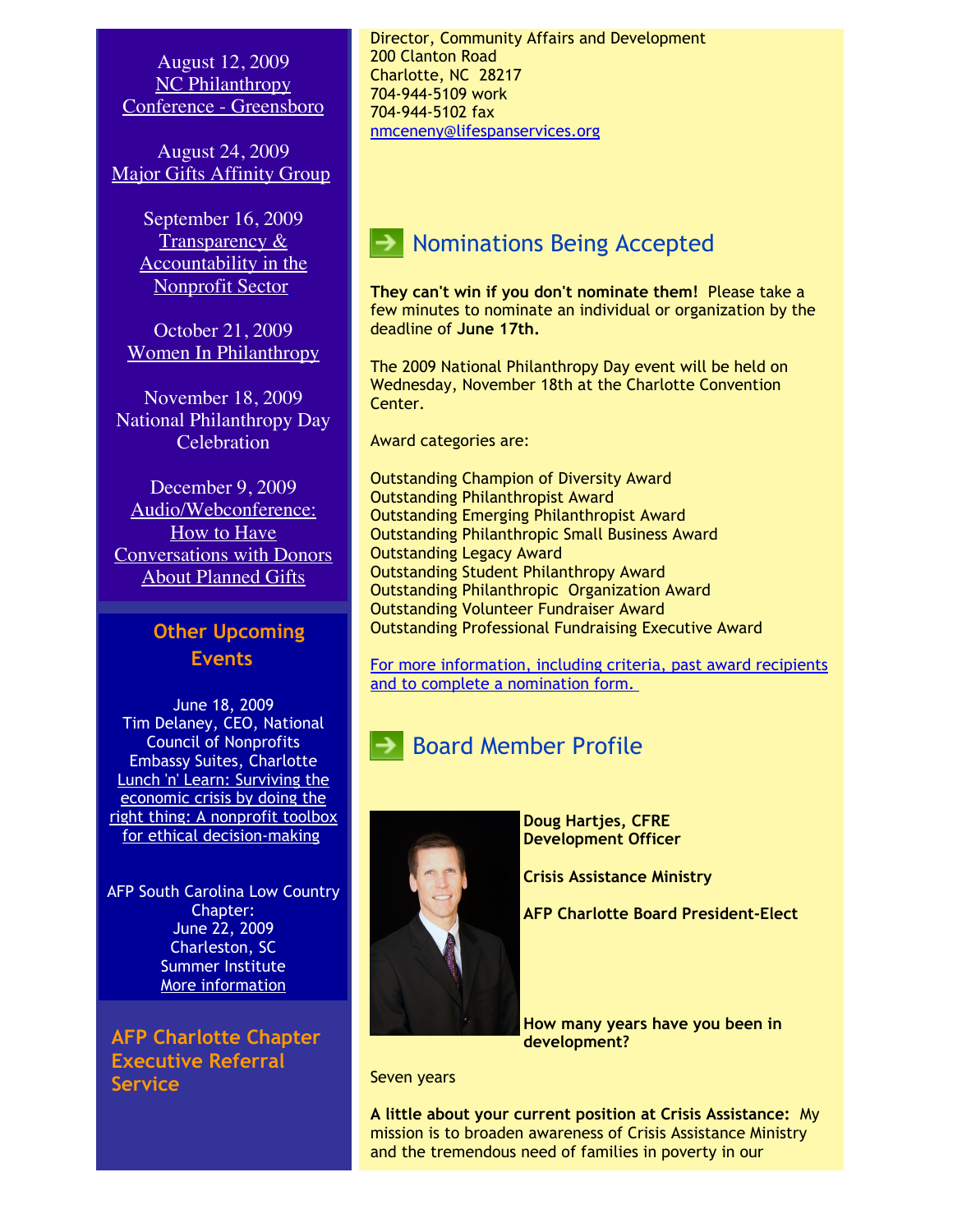August 12, 2009
NC Philanthropy Conference - Greensboro

August 24, 2009
Major Gifts Affinity Group

September 16, 2009
Transparency & Accountability in the Nonprofit Sector

October 21, 2009
Women In Philanthropy

November 18, 2009
National Philanthropy Day Celebration

December 9, 2009
Audio/Webconference: How to Have Conversations with Donors About Planned Gifts

## Other Upcoming Events

June 18, 2009
Tim Delaney, CEO, National Council of Nonprofits
Embassy Suites, Charlotte
Lunch 'n' Learn: Surviving the economic crisis by doing the right thing: A nonprofit toolbox for ethical decision-making

AFP South Carolina Low Country Chapter:
June 22, 2009
Charleston, SC
Summer Institute
More information

## AFP Charlotte Chapter Executive Referral Service

Director, Community Affairs and Development
200 Clanton Road
Charlotte, NC 28217
704-944-5109 work
704-944-5102 fax
nmceneny@lifespanservices.org

## Nominations Being Accepted

**They can't win if you don't nominate them!** Please take a few minutes to nominate an individual or organization by the deadline of **June 17th.**

The 2009 National Philanthropy Day event will be held on Wednesday, November 18th at the Charlotte Convention Center.

Award categories are:

Outstanding Champion of Diversity Award
Outstanding Philanthropist Award
Outstanding Emerging Philanthropist Award
Outstanding Philanthropic Small Business Award
Outstanding Legacy Award
Outstanding Student Philanthropy Award
Outstanding Philanthropic Organization Award
Outstanding Volunteer Fundraiser Award
Outstanding Professional Fundraising Executive Award

For more information, including criteria, past award recipients and to complete a nomination form.

## Board Member Profile

**Doug Hartjes, CFRE**
**Development Officer**

**Crisis Assistance Ministry**

**AFP Charlotte Board President-Elect**

**How many years have you been in development?**

Seven years

**A little about your current position at Crisis Assistance:** My mission is to broaden awareness of Crisis Assistance Ministry and the tremendous need of families in poverty in our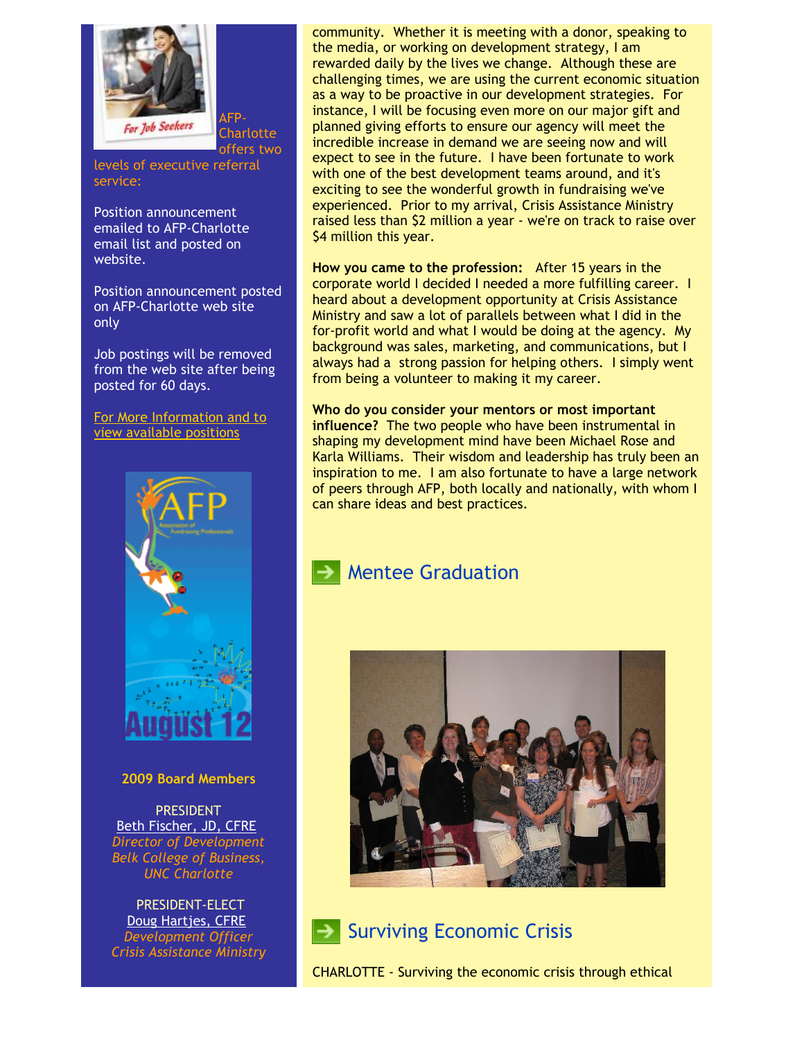AFP-Charlotte offers two levels of executive referral service:

Position announcement emailed to AFP-Charlotte email list and posted on website.

Position announcement posted on AFP-Charlotte web site only

Job postings will be removed from the web site after being posted for 60 days.

For More Information and to view available positions

**2009 Board Members**

PRESIDENT
Beth Fischer, JD, CFRE
*Director of Development*
*Belk College of Business, UNC Charlotte*

PRESIDENT-ELECT
Doug Hartjes, CFRE
*Development Officer*
*Crisis Assistance Ministry*

community. Whether it is meeting with a donor, speaking to the media, or working on development strategy, I am rewarded daily by the lives we change. Although these are challenging times, we are using the current economic situation as a way to be proactive in our development strategies. For instance, I will be focusing even more on our major gift and planned giving efforts to ensure our agency will meet the incredible increase in demand we are seeing now and will expect to see in the future. I have been fortunate to work with one of the best development teams around, and it's exciting to see the wonderful growth in fundraising we've experienced. Prior to my arrival, Crisis Assistance Ministry raised less than $2 million a year - we're on track to raise over $4 million this year.

**How you came to the profession:** After 15 years in the corporate world I decided I needed a more fulfilling career. I heard about a development opportunity at Crisis Assistance Ministry and saw a lot of parallels between what I did in the for-profit world and what I would be doing at the agency. My background was sales, marketing, and communications, but I always had a strong passion for helping others. I simply went from being a volunteer to making it my career.

**Who do you consider your mentors or most important influence?** The two people who have been instrumental in shaping my development mind have been Michael Rose and Karla Williams. Their wisdom and leadership has truly been an inspiration to me. I am also fortunate to have a large network of peers through AFP, both locally and nationally, with whom I can share ideas and best practices.

## Mentee Graduation

## Surviving Economic Crisis

CHARLOTTE - Surviving the economic crisis through ethical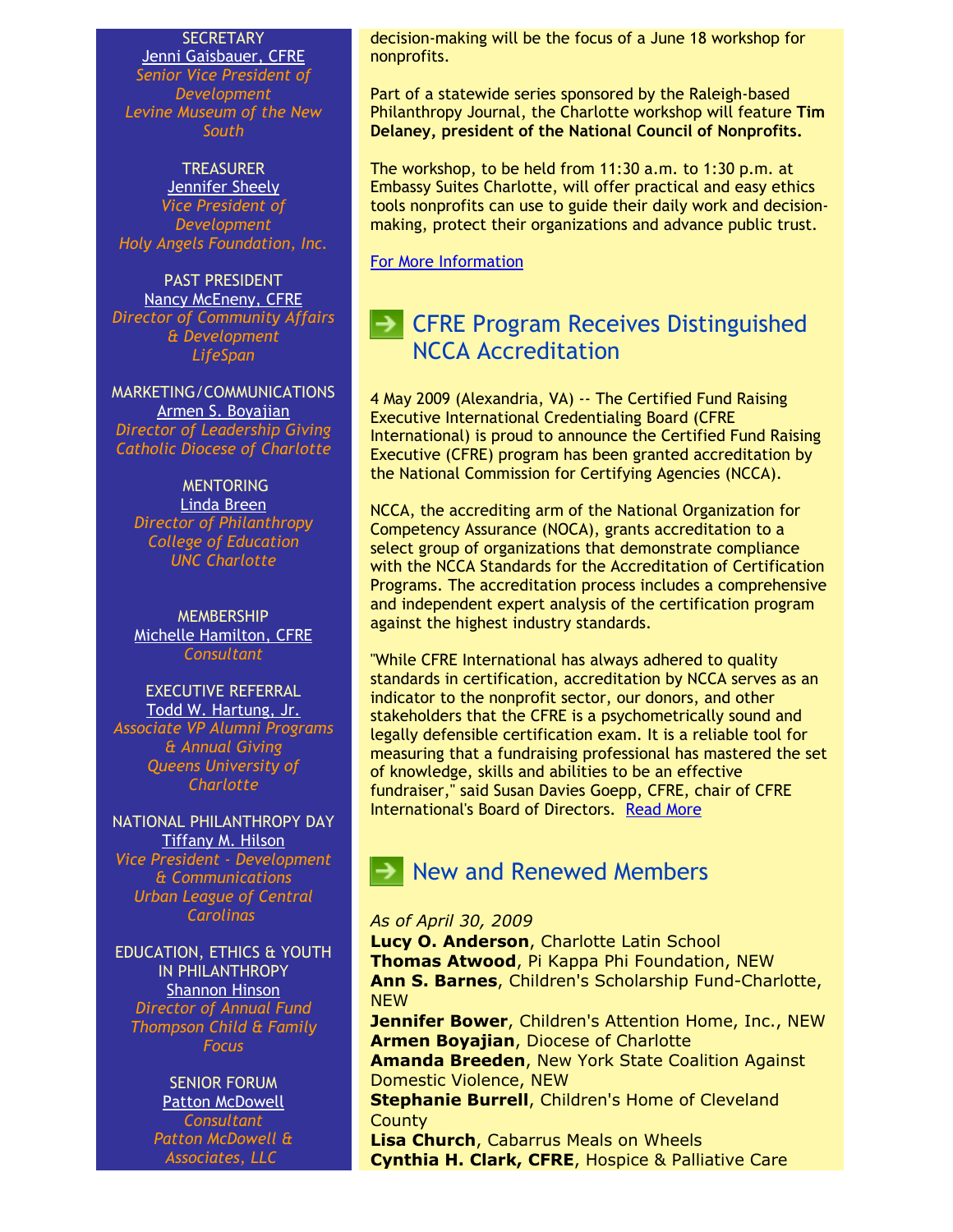SECRETARY
Jenni Gaisbauer, CFRE
*Senior Vice President of Development*
*Levine Museum of the New South*

TREASURER
Jennifer Sheely
*Vice President of Development*
*Holy Angels Foundation, Inc.*

PAST PRESIDENT
Nancy McEneny, CFRE
*Director of Community Affairs & Development*
*LifeSpan*

MARKETING/COMMUNICATIONS
Armen S. Boyajian
*Director of Leadership Giving*
*Catholic Diocese of Charlotte*

MENTORING
Linda Breen
*Director of Philanthropy*
*College of Education*
*UNC Charlotte*

MEMBERSHIP
Michelle Hamilton, CFRE
*Consultant*

EXECUTIVE REFERRAL
Todd W. Hartung, Jr.
*Associate VP Alumni Programs & Annual Giving*
*Queens University of Charlotte*

NATIONAL PHILANTHROPY DAY
Tiffany M. Hilson
*Vice President - Development & Communications*
*Urban League of Central Carolinas*

EDUCATION, ETHICS & YOUTH IN PHILANTHROPY
Shannon Hinson
*Director of Annual Fund*
*Thompson Child & Family Focus*

SENIOR FORUM
Patton McDowell
*Consultant*
*Patton McDowell & Associates, LLC*

decision-making will be the focus of a June 18 workshop for nonprofits.

Part of a statewide series sponsored by the Raleigh-based Philanthropy Journal, the Charlotte workshop will feature **Tim Delaney, president of the National Council of Nonprofits.**

The workshop, to be held from 11:30 a.m. to 1:30 p.m. at Embassy Suites Charlotte, will offer practical and easy ethics tools nonprofits can use to guide their daily work and decision-making, protect their organizations and advance public trust.

For More Information

## CFRE Program Receives Distinguished NCCA Accreditation

4 May 2009 (Alexandria, VA) -- The Certified Fund Raising Executive International Credentialing Board (CFRE International) is proud to announce the Certified Fund Raising Executive (CFRE) program has been granted accreditation by the National Commission for Certifying Agencies (NCCA).

NCCA, the accrediting arm of the National Organization for Competency Assurance (NOCA), grants accreditation to a select group of organizations that demonstrate compliance with the NCCA Standards for the Accreditation of Certification Programs. The accreditation process includes a comprehensive and independent expert analysis of the certification program against the highest industry standards.

"While CFRE International has always adhered to quality standards in certification, accreditation by NCCA serves as an indicator to the nonprofit sector, our donors, and other stakeholders that the CFRE is a psychometrically sound and legally defensible certification exam. It is a reliable tool for measuring that a fundraising professional has mastered the set of knowledge, skills and abilities to be an effective fundraiser," said Susan Davies Goepp, CFRE, chair of CFRE International's Board of Directors. Read More

## New and Renewed Members

*As of April 30, 2009*

**Lucy O. Anderson**, Charlotte Latin School
**Thomas Atwood**, Pi Kappa Phi Foundation, NEW
**Ann S. Barnes**, Children's Scholarship Fund-Charlotte, NEW
**Jennifer Bower**, Children's Attention Home, Inc., NEW
**Armen Boyajian**, Diocese of Charlotte
**Amanda Breeden**, New York State Coalition Against Domestic Violence, NEW
**Stephanie Burrell**, Children's Home of Cleveland County
**Lisa Church**, Cabarrus Meals on Wheels
**Cynthia H. Clark, CFRE**, Hospice & Palliative Care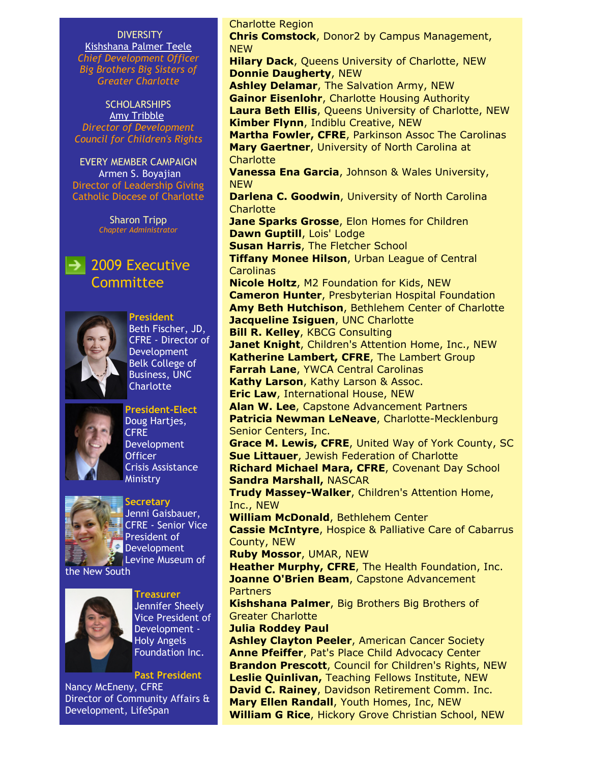DIVERSITY
Kishshana Palmer Teele
*Chief Development Officer*
*Big Brothers Big Sisters of Greater Charlotte*

SCHOLARSHIPS
Amy Tribble
*Director of Development*
*Council for Children's Rights*

EVERY MEMBER CAMPAIGN
Armen S. Boyajian
Director of Leadership Giving
Catholic Diocese of Charlotte

Sharon Tripp
*Chapter Administrator*

## 2009 Executive Committee

**President**
Beth Fischer, JD, CFRE - Director of Development Belk College of Business, UNC Charlotte

**President-Elect**
Doug Hartjes, CFRE
Development Officer
Crisis Assistance Ministry

**Secretary**
Jenni Gaisbauer, CFRE - Senior Vice President of Development Levine Museum of the New South

**Treasurer**
Jennifer Sheely
Vice President of Development - Holy Angels Foundation Inc.

**Past President**
Nancy McEneny, CFRE
Director of Community Affairs & Development, LifeSpan

Charlotte Region
**Chris Comstock**, Donor2 by Campus Management, NEW
**Hilary Dack**, Queens University of Charlotte, NEW
**Donnie Daugherty**, NEW
**Ashley Delamar**, The Salvation Army, NEW
**Gainor Eisenlohr**, Charlotte Housing Authority
**Laura Beth Ellis**, Queens University of Charlotte, NEW
**Kimber Flynn**, Indiblu Creative, NEW
**Martha Fowler, CFRE**, Parkinson Assoc The Carolinas
**Mary Gaertner**, University of North Carolina at Charlotte
**Vanessa Ena Garcia**, Johnson & Wales University, NEW
**Darlena C. Goodwin**, University of North Carolina Charlotte
**Jane Sparks Grosse**, Elon Homes for Children
**Dawn Guptill**, Lois' Lodge
**Susan Harris**, The Fletcher School
**Tiffany Monee Hilson**, Urban League of Central Carolinas
**Nicole Holtz**, M2 Foundation for Kids, NEW
**Cameron Hunter**, Presbyterian Hospital Foundation
**Amy Beth Hutchison**, Bethlehem Center of Charlotte
**Jacqueline Isiguen**, UNC Charlotte
**Bill R. Kelley**, KBCG Consulting
**Janet Knight**, Children's Attention Home, Inc., NEW
**Katherine Lambert, CFRE**, The Lambert Group
**Farrah Lane**, YWCA Central Carolinas
**Kathy Larson**, Kathy Larson & Assoc.
**Eric Law**, International House, NEW
**Alan W. Lee**, Capstone Advancement Partners
**Patricia Newman LeNeave**, Charlotte-Mecklenburg Senior Centers, Inc.
**Grace M. Lewis, CFRE**, United Way of York County, SC
**Sue Littauer**, Jewish Federation of Charlotte
**Richard Michael Mara, CFRE**, Covenant Day School
**Sandra Marshall,** NASCAR
**Trudy Massey-Walker**, Children's Attention Home, Inc., NEW
**William McDonald**, Bethlehem Center
**Cassie McIntyre**, Hospice & Palliative Care of Cabarrus County, NEW
**Ruby Mossor**, UMAR, NEW
**Heather Murphy, CFRE**, The Health Foundation, Inc.
**Joanne O'Brien Beam**, Capstone Advancement Partners
**Kishshana Palmer**, Big Brothers Big Brothers of Greater Charlotte
**Julia Roddey Paul**
**Ashley Clayton Peeler**, American Cancer Society
**Anne Pfeiffer**, Pat's Place Child Advocacy Center
**Brandon Prescott**, Council for Children's Rights, NEW
**Leslie Quinlivan,** Teaching Fellows Institute, NEW
**David C. Rainey**, Davidson Retirement Comm. Inc.
**Mary Ellen Randall**, Youth Homes, Inc, NEW
**William G Rice**, Hickory Grove Christian School, NEW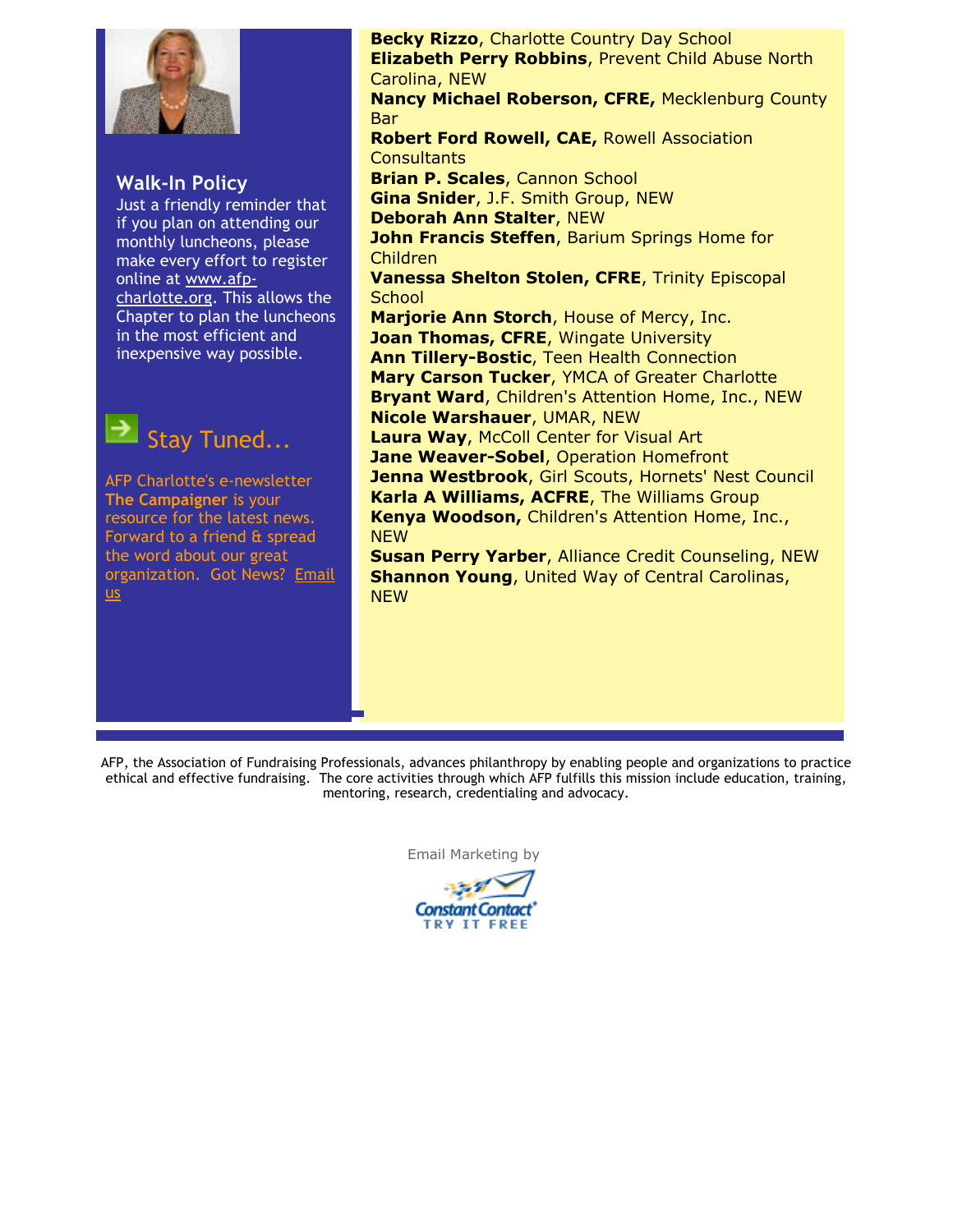## Walk-In Policy

Just a friendly reminder that if you plan on attending our monthly luncheons, please make every effort to register online at www.afp-charlotte.org. This allows the Chapter to plan the luncheons in the most efficient and inexpensive way possible.

## Stay Tuned...

AFP Charlotte's e-newsletter **The Campaigner** is your resource for the latest news. Forward to a friend & spread the word about our great organization. Got News? Email us

**Becky Rizzo**, Charlotte Country Day School
**Elizabeth Perry Robbins**, Prevent Child Abuse North Carolina, NEW
**Nancy Michael Roberson, CFRE,** Mecklenburg County Bar
**Robert Ford Rowell, CAE,** Rowell Association Consultants
**Brian P. Scales**, Cannon School
**Gina Snider**, J.F. Smith Group, NEW
**Deborah Ann Stalter**, NEW
**John Francis Steffen**, Barium Springs Home for Children
**Vanessa Shelton Stolen, CFRE**, Trinity Episcopal School
**Marjorie Ann Storch**, House of Mercy, Inc.
**Joan Thomas, CFRE**, Wingate University
**Ann Tillery-Bostic**, Teen Health Connection
**Mary Carson Tucker**, YMCA of Greater Charlotte
**Bryant Ward**, Children's Attention Home, Inc., NEW
**Nicole Warshauer**, UMAR, NEW
**Laura Way**, McColl Center for Visual Art
**Jane Weaver-Sobel**, Operation Homefront
**Jenna Westbrook**, Girl Scouts, Hornets' Nest Council
**Karla A Williams, ACFRE**, The Williams Group
**Kenya Woodson,** Children's Attention Home, Inc., NEW
**Susan Perry Yarber**, Alliance Credit Counseling, NEW
**Shannon Young**, United Way of Central Carolinas, NEW

AFP, the Association of Fundraising Professionals, advances philanthropy by enabling people and organizations to practice ethical and effective fundraising. The core activities through which AFP fulfills this mission include education, training, mentoring, research, credentialing and advocacy.

Email Marketing by

Constant Contact TRY IT FREE